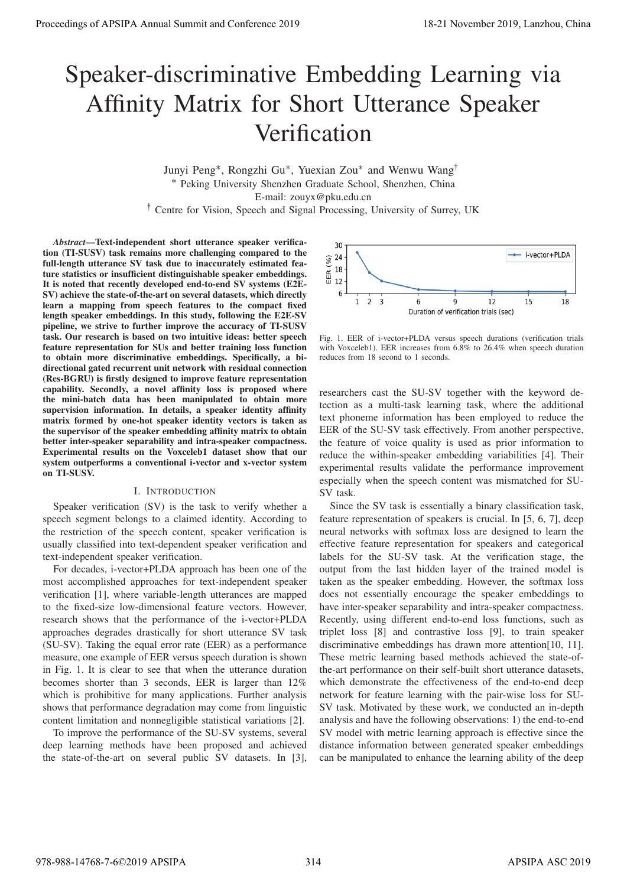# Speaker-discriminative Embedding Learning via Affinity Matrix for Short Utterance Speaker Verification

Junyi Peng*, Rongzhi Gu*, Yuexian Zou* and Wenwu Wang†

\* Peking University Shenzhen Graduate School, Shenzhen, China

E-mail: zouyx@pku.edu.cn

† Centre for Vision, Speech and Signal Processing, University of Surrey, UK

***Abstract*—Text-independent short utterance speaker verification (TI-SUSV) task remains more challenging compared to the full-length utterance SV task due to inaccurately estimated feature statistics or insufficient distinguishable speaker embeddings. It is noted that recently developed end-to-end SV systems (E2E-SV) achieve the state-of-the-art on several datasets, which directly learn a mapping from speech features to the compact fixed length speaker embeddings. In this study, following the E2E-SV pipeline, we strive to further improve the accuracy of TI-SUSV task. Our research is based on two intuitive ideas: better speech feature representation for SUs and better training loss function to obtain more discriminative embeddings. Specifically, a bi-directional gated recurrent unit network with residual connection (Res-BGRU) is firstly designed to improve feature representation capability. Secondly, a novel affinity loss is proposed where the mini-batch data has been manipulated to obtain more supervision information. In details, a speaker identity affinity matrix formed by one-hot speaker identity vectors is taken as the supervisor of the speaker embedding affinity matrix to obtain better inter-speaker separability and intra-speaker compactness. Experimental results on the Voxceleb1 dataset show that our system outperforms a conventional i-vector and x-vector system on TI-SUSV.**

## I. Introduction

Speaker verification (SV) is the task to verify whether a speech segment belongs to a claimed identity. According to the restriction of the speech content, speaker verification is usually classified into text-dependent speaker verification and text-independent speaker verification.

For decades, i-vector+PLDA approach has been one of the most accomplished approaches for text-independent speaker verification [1], where variable-length utterances are mapped to the fixed-size low-dimensional feature vectors. However, research shows that the performance of the i-vector+PLDA approaches degrades drastically for short utterance SV task (SU-SV). Taking the equal error rate (EER) as a performance measure, one example of EER versus speech duration is shown in Fig. 1. It is clear to see that when the utterance duration becomes shorter than 3 seconds, EER is larger than 12% which is prohibitive for many applications. Further analysis shows that performance degradation may come from linguistic content limitation and nonnegligible statistical variations [2].

To improve the performance of the SU-SV systems, several deep learning methods have been proposed and achieved the state-of-the-art on several public SV datasets. In [3], researchers cast the SU-SV together with the keyword detection as a multi-task learning task, where the additional text phoneme information has been employed to reduce the EER of the SU-SV task effectively. From another perspective, the feature of voice quality is used as prior information to reduce the within-speaker embedding variabilities [4]. Their experimental results validate the performance improvement especially when the speech content was mismatched for SU-SV task.

Fig. 1. EER of i-vector+PLDA versus speech durations (verification trials with Voxceleb1). EER increases from 6.8% to 26.4% when speech duration reduces from 18 second to 1 seconds.

Since the SV task is essentially a binary classification task, feature representation of speakers is crucial. In [5, 6, 7], deep neural networks with softmax loss are designed to learn the effective feature representation for speakers and categorical labels for the SU-SV task. At the verification stage, the output from the last hidden layer of the trained model is taken as the speaker embedding. However, the softmax loss does not essentially encourage the speaker embeddings to have inter-speaker separability and intra-speaker compactness. Recently, using different end-to-end loss functions, such as triplet loss [8] and contrastive loss [9], to train speaker discriminative embeddings has drawn more attention[10, 11]. These metric learning based methods achieved the state-of-the-art performance on their self-built short utterance datasets, which demonstrate the effectiveness of the end-to-end deep network for feature learning with the pair-wise loss for SU-SV task. Motivated by these work, we conducted an in-depth analysis and have the following observations: 1) the end-to-end SV model with metric learning approach is effective since the distance information between generated speaker embeddings can be manipulated to enhance the learning ability of the deep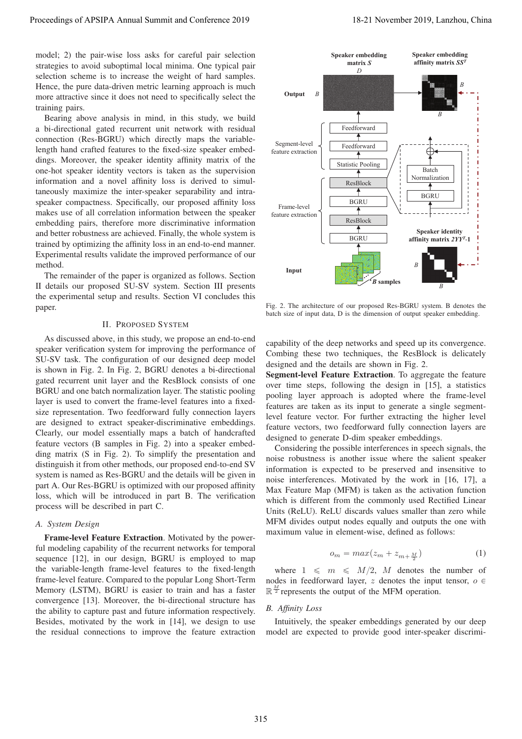model; 2) the pair-wise loss asks for careful pair selection strategies to avoid suboptimal local minima. One typical pair selection scheme is to increase the weight of hard samples. Hence, the pure data-driven metric learning approach is much more attractive since it does not need to specifically select the training pairs.

Bearing above analysis in mind, in this study, we build a bi-directional gated recurrent unit network with residual connection (Res-BGRU) which directly maps the variable-length hand crafted features to the fixed-size speaker embeddings. Moreover, the speaker identity affinity matrix of the one-hot speaker identity vectors is taken as the supervision information and a novel affinity loss is derived to simultaneously maximize the inter-speaker separability and intra-speaker compactness. Specifically, our proposed affinity loss makes use of all correlation information between the speaker embedding pairs, therefore more discriminative information and better robustness are achieved. Finally, the whole system is trained by optimizing the affinity loss in an end-to-end manner. Experimental results validate the improved performance of our method.

The remainder of the paper is organized as follows. Section II details our proposed SU-SV system. Section III presents the experimental setup and results. Section VI concludes this paper.

## II. Proposed System

As discussed above, in this study, we propose an end-to-end speaker verification system for improving the performance of SU-SV task. The configuration of our designed deep model is shown in Fig. 2. In Fig. 2, BGRU denotes a bi-directional gated recurrent unit layer and the ResBlock consists of one BGRU and one batch normalization layer. The statistic pooling layer is used to convert the frame-level features into a fixed-size representation. Two feedforward fully connection layers are designed to extract speaker-discriminative embeddings. Clearly, our model essentially maps a batch of handcrafted feature vectors (B samples in Fig. 2) into a speaker embedding matrix (S in Fig. 2). To simplify the presentation and distinguish it from other methods, our proposed end-to-end SV system is named as Res-BGRU and the details will be given in part A. Our Res-BGRU is optimized with our proposed affinity loss, which will be introduced in part B. The verification process will be described in part C.

### A. System Design

**Frame-level Feature Extraction**. Motivated by the powerful modeling capability of the recurrent networks for temporal sequence [12], in our design, BGRU is employed to map the variable-length frame-level features to the fixed-length frame-level feature. Compared to the popular Long Short-Term Memory (LSTM), BGRU is easier to train and has a faster convergence [13]. Moreover, the bi-directional structure has the ability to capture past and future information respectively. Besides, motivated by the work in [14], we design to use the residual connections to improve the feature extraction capability of the deep networks and speed up its convergence. Combing these two techniques, the ResBlock is delicately designed and the details are shown in Fig. 2.

Fig. 2. The architecture of our proposed Res-BGRU system. B denotes the batch size of input data, D is the dimension of output speaker embedding.

**Segment-level Feature Extraction**. To aggregate the feature over time steps, following the design in [15], a statistics pooling layer approach is adopted where the frame-level features are taken as its input to generate a single segment-level feature vector. For further extracting the higher level feature vectors, two feedforward fully connection layers are designed to generate D-dim speaker embeddings.

Considering the possible interferences in speech signals, the noise robustness is another issue where the salient speaker information is expected to be preserved and insensitive to noise interferences. Motivated by the work in [16, 17], a Max Feature Map (MFM) is taken as the activation function which is different from the commonly used Rectified Linear Units (ReLU). ReLU discards values smaller than zero while MFM divides output nodes equally and outputs the one with maximum value in element-wise, defined as follows:

$$o_m = max(z_m + z_{m+\frac{M}{2}}) \quad (1)$$

where $1 \leqslant m \leqslant M/2$, $M$ denotes the number of nodes in feedforward layer, $z$ denotes the input tensor, $o \in \mathbb{R}^{\frac{M}{2}}$ represents the output of the MFM operation.

### B. Affinity Loss

Intuitively, the speaker embeddings generated by our deep model are expected to provide good inter-speaker discrimi-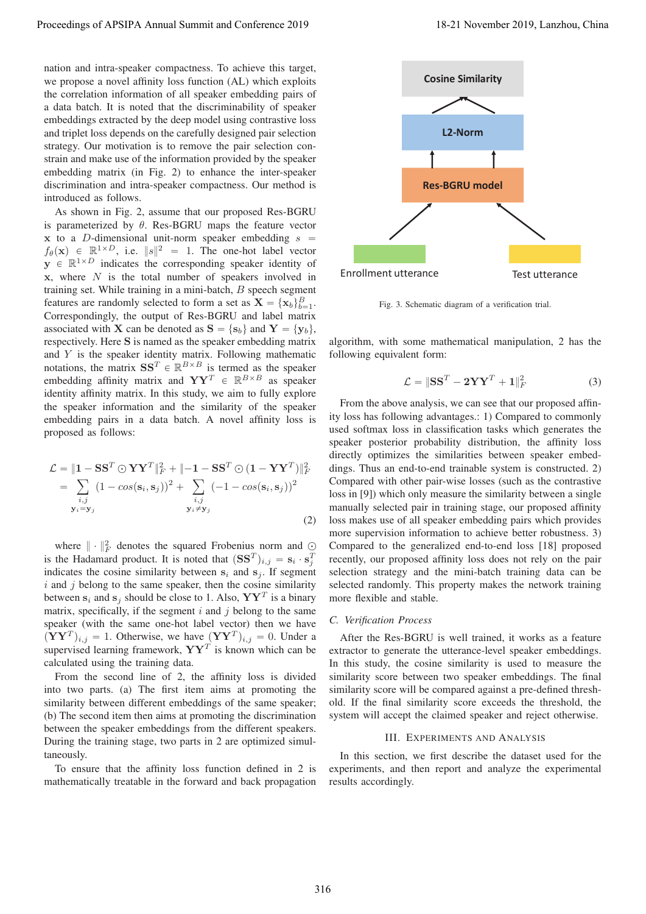nation and intra-speaker compactness. To achieve this target, we propose a novel affinity loss function (AL) which exploits the correlation information of all speaker embedding pairs of a data batch. It is noted that the discriminability of speaker embeddings extracted by the deep model using contrastive loss and triplet loss depends on the carefully designed pair selection strategy. Our motivation is to remove the pair selection constrain and make use of the information provided by the speaker embedding matrix (in Fig. 2) to enhance the inter-speaker discrimination and intra-speaker compactness. Our method is introduced as follows.

As shown in Fig. 2, assume that our proposed Res-BGRU is parameterized by $\theta$. Res-BGRU maps the feature vector $\mathbf{x}$ to a $D$-dimensional unit-norm speaker embedding $s = f_\theta(\mathbf{x}) \in \mathbb{R}^{1\times D}$, i.e. $\|s\|^2 = 1$. The one-hot label vector $\mathbf{y} \in \mathbb{R}^{1\times D}$ indicates the corresponding speaker identity of $\mathbf{x}$, where $N$ is the total number of speakers involved in training set. While training in a mini-batch, $B$ speech segment features are randomly selected to form a set as $\mathbf{X} = \{\mathbf{x}_b\}_{b=1}^{B}$. Correspondingly, the output of Res-BGRU and label matrix associated with $\mathbf{X}$ can be denoted as $\mathbf{S} = \{\mathbf{s}_b\}$ and $\mathbf{Y} = \{\mathbf{y}_b\}$, respectively. Here $\mathbf{S}$ is named as the speaker embedding matrix and $Y$ is the speaker identity matrix. Following mathematic notations, the matrix $\mathbf{S}\mathbf{S}^T \in \mathbb{R}^{B\times B}$ is termed as the speaker embedding affinity matrix and $\mathbf{Y}\mathbf{Y}^T \in \mathbb{R}^{B\times B}$ as speaker identity affinity matrix. In this study, we aim to fully explore the speaker information and the similarity of the speaker embedding pairs in a data batch. A novel affinity loss is proposed as follows:

$$
\begin{aligned}
\mathcal{L} &= \|\mathbf{1} - \mathbf{S}\mathbf{S}^T \odot \mathbf{Y}\mathbf{Y}^T\|_F^2 + \|{-\mathbf{1}} - \mathbf{S}\mathbf{S}^T \odot (\mathbf{1} - \mathbf{Y}\mathbf{Y}^T)\|_F^2 \\
&= \sum_{\substack{i,j \\ \mathbf{y}_i = \mathbf{y}_j}} (1 - cos(\mathbf{s}_i, \mathbf{s}_j))^2 + \sum_{\substack{i,j \\ \mathbf{y}_i \neq \mathbf{y}_j}} (-1 - cos(\mathbf{s}_i, \mathbf{s}_j))^2
\end{aligned} \tag{2}
$$

where $\|\cdot\|_F^2$ denotes the squared Frobenius norm and $\odot$ is the Hadamard product. It is noted that $(\mathbf{S}\mathbf{S}^T)_{i,j} = \mathbf{s}_i \cdot \mathbf{s}_j^T$ indicates the cosine similarity between $\mathbf{s}_i$ and $\mathbf{s}_j$. If segment $i$ and $j$ belong to the same speaker, then the cosine similarity between $\mathbf{s}_i$ and $\mathbf{s}_j$ should be close to 1. Also, $\mathbf{Y}\mathbf{Y}^T$ is a binary matrix, specifically, if the segment $i$ and $j$ belong to the same speaker (with the same one-hot label vector) then we have $(\mathbf{Y}\mathbf{Y}^T)_{i,j} = 1$. Otherwise, we have $(\mathbf{Y}\mathbf{Y}^T)_{i,j} = 0$. Under a supervised learning framework, $\mathbf{Y}\mathbf{Y}^T$ is known which can be calculated using the training data.

From the second line of 2, the affinity loss is divided into two parts. (a) The first item aims at promoting the similarity between different embeddings of the same speaker; (b) The second item then aims at promoting the discrimination between the speaker embeddings from the different speakers. During the training stage, two parts in 2 are optimized simultaneously.

To ensure that the affinity loss function defined in 2 is mathematically treatable in the forward and back propagation algorithm, with some mathematical manipulation, 2 has the following equivalent form:

$$
\mathcal{L} = \|\mathbf{S}\mathbf{S}^T - \mathbf{2}\mathbf{Y}\mathbf{Y}^T + \mathbf{1}\|_F^2 \tag{3}
$$

From the above analysis, we can see that our proposed affinity loss has following advantages.: 1) Compared to commonly used softmax loss in classification tasks which generates the speaker posterior probability distribution, the affinity loss directly optimizes the similarities between speaker embeddings. Thus an end-to-end trainable system is constructed. 2) Compared with other pair-wise losses (such as the contrastive loss in [9]) which only measure the similarity between a single manually selected pair in training stage, our proposed affinity loss makes use of all speaker embedding pairs which provides more supervision information to achieve better robustness. 3) Compared to the generalized end-to-end loss [18] proposed recently, our proposed affinity loss does not rely on the pair selection strategy and the mini-batch training data can be selected randomly. This property makes the network training more flexible and stable.

Cosine Similarity

L2-Norm

Res-BGRU model

Enrollment utterance

Test utterance

Fig. 3. Schematic diagram of a verification trial.

### C. Verification Process

After the Res-BGRU is well trained, it works as a feature extractor to generate the utterance-level speaker embeddings. In this study, the cosine similarity is used to measure the similarity score between two speaker embeddings. The final similarity score will be compared against a pre-defined threshold. If the final similarity score exceeds the threshold, the system will accept the claimed speaker and reject otherwise.

## III. Experiments and Analysis

In this section, we first describe the dataset used for the experiments, and then report and analyze the experimental results accordingly.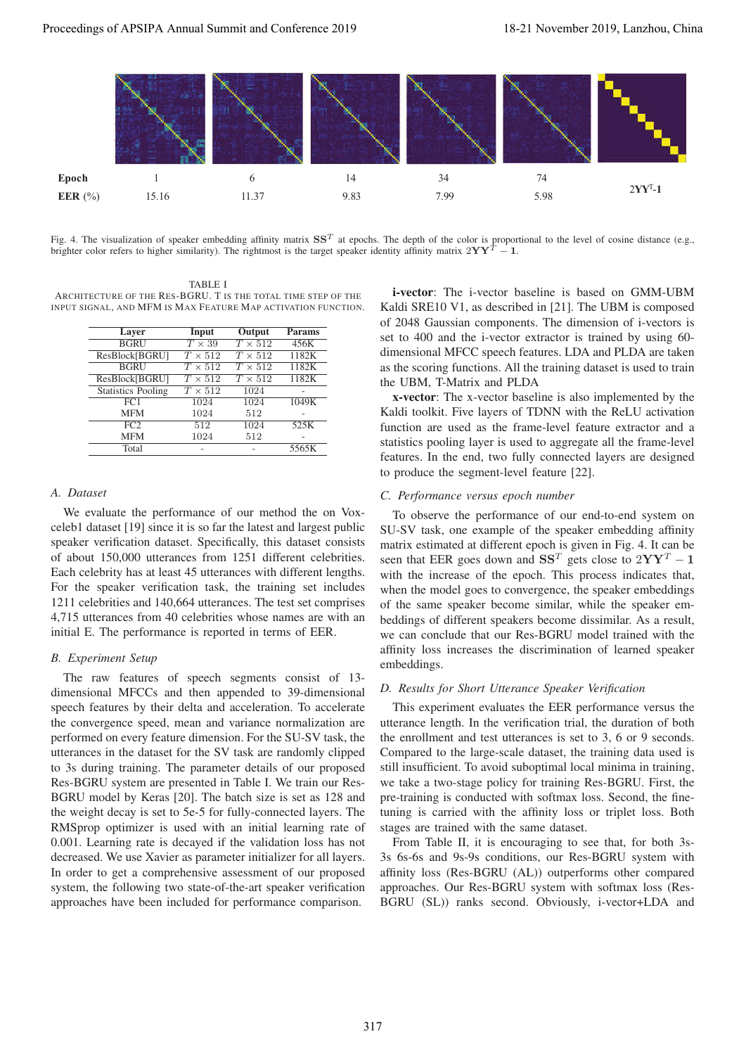| Epoch | 1 | 6 | 14 | 34 | 74 | $2\mathbf{YY}^T$-1 |
|---|---|---|---|---|---|---|
| EER (%) | 15.16 | 11.37 | 9.83 | 7.99 | 5.98 | |

Fig. 4. The visualization of speaker embedding affinity matrix $\mathbf{SS}^T$ at epochs. The depth of the color is proportional to the level of cosine distance (e.g., brighter color refers to higher similarity). The rightmost is the target speaker identity affinity matrix $2\mathbf{YY}^T - \mathbf{1}$.

TABLE I
ARCHITECTURE OF THE RES-BGRU. T IS THE TOTAL TIME STEP OF THE INPUT SIGNAL, AND MFM IS MAX FEATURE MAP ACTIVATION FUNCTION.

| Layer | Input | Output | Params |
|---|---|---|---|
| BGRU | $T \times 39$ | $T \times 512$ | 456K |
| ResBlock[BGRU] | $T \times 512$ | $T \times 512$ | 1182K |
| BGRU | $T \times 512$ | $T \times 512$ | 1182K |
| ResBlock[BGRU] | $T \times 512$ | $T \times 512$ | 1182K |
| Statistics Pooling | $T \times 512$ | 1024 | - |
| FC1 | 1024 | 1024 | 1049K |
| MFM | 1024 | 512 | - |
| FC2 | 512 | 1024 | 525K |
| MFM | 1024 | 512 | - |
| Total | - | - | 5565K |

### A. Dataset

We evaluate the performance of our method the on Voxceleb1 dataset [19] since it is so far the latest and largest public speaker verification dataset. Specifically, this dataset consists of about 150,000 utterances from 1251 different celebrities. Each celebrity has at least 45 utterances with different lengths. For the speaker verification task, the training set includes 1211 celebrities and 140,664 utterances. The test set comprises 4,715 utterances from 40 celebrities whose names are with an initial E. The performance is reported in terms of EER.

### B. Experiment Setup

The raw features of speech segments consist of 13-dimensional MFCCs and then appended to 39-dimensional speech features by their delta and acceleration. To accelerate the convergence speed, mean and variance normalization are performed on every feature dimension. For the SU-SV task, the utterances in the dataset for the SV task are randomly clipped to 3s during training. The parameter details of our proposed Res-BGRU system are presented in Table I. We train our Res-BGRU model by Keras [20]. The batch size is set as 128 and the weight decay is set to 5e-5 for fully-connected layers. The RMSprop optimizer is used with an initial learning rate of 0.001. Learning rate is decayed if the validation loss has not decreased. We use Xavier as parameter initializer for all layers. In order to get a comprehensive assessment of our proposed system, the following two state-of-the-art speaker verification approaches have been included for performance comparison.

**i-vector**: The i-vector baseline is based on GMM-UBM Kaldi SRE10 V1, as described in [21]. The UBM is composed of 2048 Gaussian components. The dimension of i-vectors is set to 400 and the i-vector extractor is trained by using 60-dimensional MFCC speech features. LDA and PLDA are taken as the scoring functions. All the training dataset is used to train the UBM, T-Matrix and PLDA

**x-vector**: The x-vector baseline is also implemented by the Kaldi toolkit. Five layers of TDNN with the ReLU activation function are used as the frame-level feature extractor and a statistics pooling layer is used to aggregate all the frame-level features. In the end, two fully connected layers are designed to produce the segment-level feature [22].

### C. Performance versus epoch number

To observe the performance of our end-to-end system on SU-SV task, one example of the speaker embedding affinity matrix estimated at different epoch is given in Fig. 4. It can be seen that EER goes down and $\mathbf{SS}^T$ gets close to $2\mathbf{YY}^T - \mathbf{1}$ with the increase of the epoch. This process indicates that, when the model goes to convergence, the speaker embeddings of the same speaker become similar, while the speaker embeddings of different speakers become dissimilar. As a result, we can conclude that our Res-BGRU model trained with the affinity loss increases the discrimination of learned speaker embeddings.

### D. Results for Short Utterance Speaker Verification

This experiment evaluates the EER performance versus the utterance length. In the verification trial, the duration of both the enrollment and test utterances is set to 3, 6 or 9 seconds. Compared to the large-scale dataset, the training data used is still insufficient. To avoid suboptimal local minima in training, we take a two-stage policy for training Res-BGRU. First, the pre-training is conducted with softmax loss. Second, the fine-tuning is carried with the affinity loss or triplet loss. Both stages are trained with the same dataset.

From Table II, it is encouraging to see that, for both 3s-3s 6s-6s and 9s-9s conditions, our Res-BGRU system with affinity loss (Res-BGRU (AL)) outperforms other compared approaches. Our Res-BGRU system with softmax loss (Res-BGRU (SL)) ranks second. Obviously, i-vector+LDA and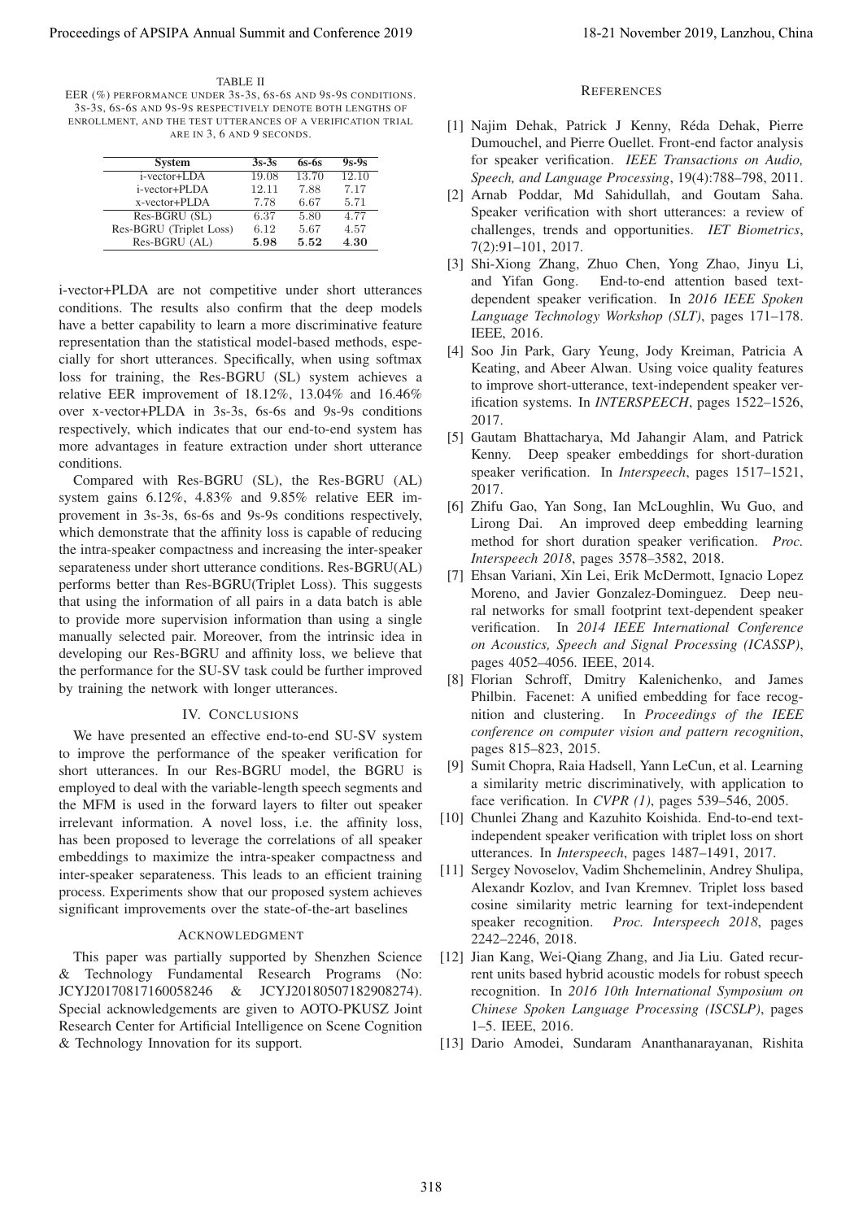TABLE II
EER (%) PERFORMANCE UNDER 3S-3S, 6S-6S AND 9S-9S CONDITIONS. 3S-3S, 6S-6S AND 9S-9S RESPECTIVELY DENOTE BOTH LENGTHS OF ENROLLMENT, AND THE TEST UTTERANCES OF A VERIFICATION TRIAL ARE IN 3, 6 AND 9 SECONDS.

| System | 3s-3s | 6s-6s | 9s-9s |
|---|---|---|---|
| i-vector+LDA | 19.08 | 13.70 | 12.10 |
| i-vector+PLDA | 12.11 | 7.88 | 7.17 |
| x-vector+PLDA | 7.78 | 6.67 | 5.71 |
| Res-BGRU (SL) | 6.37 | 5.80 | 4.77 |
| Res-BGRU (Triplet Loss) | 6.12 | 5.67 | 4.57 |
| Res-BGRU (AL) | **5.98** | **5.52** | **4.30** |

i-vector+PLDA are not competitive under short utterances conditions. The results also confirm that the deep models have a better capability to learn a more discriminative feature representation than the statistical model-based methods, especially for short utterances. Specifically, when using softmax loss for training, the Res-BGRU (SL) system achieves a relative EER improvement of 18.12%, 13.04% and 16.46% over x-vector+PLDA in 3s-3s, 6s-6s and 9s-9s conditions respectively, which indicates that our end-to-end system has more advantages in feature extraction under short utterance conditions.

Compared with Res-BGRU (SL), the Res-BGRU (AL) system gains 6.12%, 4.83% and 9.85% relative EER improvement in 3s-3s, 6s-6s and 9s-9s conditions respectively, which demonstrate that the affinity loss is capable of reducing the intra-speaker compactness and increasing the inter-speaker separateness under short utterance conditions. Res-BGRU(AL) performs better than Res-BGRU(Triplet Loss). This suggests that using the information of all pairs in a data batch is able to provide more supervision information than using a single manually selected pair. Moreover, from the intrinsic idea in developing our Res-BGRU and affinity loss, we believe that the performance for the SU-SV task could be further improved by training the network with longer utterances.

## IV. Conclusions

We have presented an effective end-to-end SU-SV system to improve the performance of the speaker verification for short utterances. In our Res-BGRU model, the BGRU is employed to deal with the variable-length speech segments and the MFM is used in the forward layers to filter out speaker irrelevant information. A novel loss, i.e. the affinity loss, has been proposed to leverage the correlations of all speaker embeddings to maximize the intra-speaker compactness and inter-speaker separateness. This leads to an efficient training process. Experiments show that our proposed system achieves significant improvements over the state-of-the-art baselines

## Acknowledgment

This paper was partially supported by Shenzhen Science & Technology Fundamental Research Programs (No: JCYJ20170817160058246 & JCYJ20180507182908274). Special acknowledgements are given to AOTO-PKUSZ Joint Research Center for Artificial Intelligence on Scene Cognition & Technology Innovation for its support.

## References

[1] Najim Dehak, Patrick J Kenny, Réda Dehak, Pierre Dumouchel, and Pierre Ouellet. Front-end factor analysis for speaker verification. *IEEE Transactions on Audio, Speech, and Language Processing*, 19(4):788–798, 2011.

[2] Arnab Poddar, Md Sahidullah, and Goutam Saha. Speaker verification with short utterances: a review of challenges, trends and opportunities. *IET Biometrics*, 7(2):91–101, 2017.

[3] Shi-Xiong Zhang, Zhuo Chen, Yong Zhao, Jinyu Li, and Yifan Gong. End-to-end attention based text-dependent speaker verification. In *2016 IEEE Spoken Language Technology Workshop (SLT)*, pages 171–178. IEEE, 2016.

[4] Soo Jin Park, Gary Yeung, Jody Kreiman, Patricia A Keating, and Abeer Alwan. Using voice quality features to improve short-utterance, text-independent speaker verification systems. In *INTERSPEECH*, pages 1522–1526, 2017.

[5] Gautam Bhattacharya, Md Jahangir Alam, and Patrick Kenny. Deep speaker embeddings for short-duration speaker verification. In *Interspeech*, pages 1517–1521, 2017.

[6] Zhifu Gao, Yan Song, Ian McLoughlin, Wu Guo, and Lirong Dai. An improved deep embedding learning method for short duration speaker verification. *Proc. Interspeech 2018*, pages 3578–3582, 2018.

[7] Ehsan Variani, Xin Lei, Erik McDermott, Ignacio Lopez Moreno, and Javier Gonzalez-Dominguez. Deep neural networks for small footprint text-dependent speaker verification. In *2014 IEEE International Conference on Acoustics, Speech and Signal Processing (ICASSP)*, pages 4052–4056. IEEE, 2014.

[8] Florian Schroff, Dmitry Kalenichenko, and James Philbin. Facenet: A unified embedding for face recognition and clustering. In *Proceedings of the IEEE conference on computer vision and pattern recognition*, pages 815–823, 2015.

[9] Sumit Chopra, Raia Hadsell, Yann LeCun, et al. Learning a similarity metric discriminatively, with application to face verification. In *CVPR (1)*, pages 539–546, 2005.

[10] Chunlei Zhang and Kazuhito Koishida. End-to-end text-independent speaker verification with triplet loss on short utterances. In *Interspeech*, pages 1487–1491, 2017.

[11] Sergey Novoselov, Vadim Shchemelinin, Andrey Shulipa, Alexandr Kozlov, and Ivan Kremnev. Triplet loss based cosine similarity metric learning for text-independent speaker recognition. *Proc. Interspeech 2018*, pages 2242–2246, 2018.

[12] Jian Kang, Wei-Qiang Zhang, and Jia Liu. Gated recurrent units based hybrid acoustic models for robust speech recognition. In *2016 10th International Symposium on Chinese Spoken Language Processing (ISCSLP)*, pages 1–5. IEEE, 2016.

[13] Dario Amodei, Sundaram Ananthanarayanan, Rishita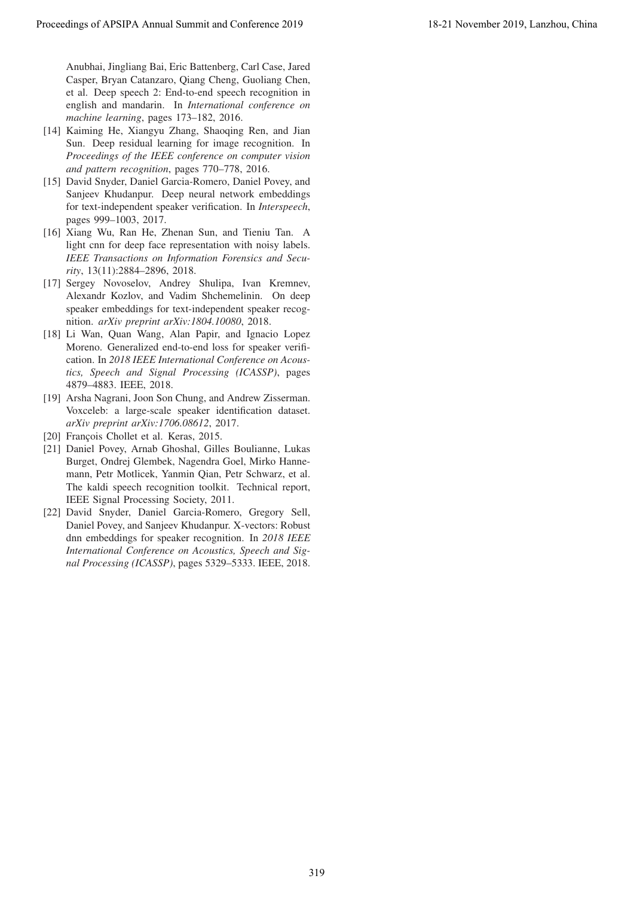Anubhai, Jingliang Bai, Eric Battenberg, Carl Case, Jared Casper, Bryan Catanzaro, Qiang Cheng, Guoliang Chen, et al. Deep speech 2: End-to-end speech recognition in english and mandarin. In *International conference on machine learning*, pages 173–182, 2016.

[14] Kaiming He, Xiangyu Zhang, Shaoqing Ren, and Jian Sun. Deep residual learning for image recognition. In *Proceedings of the IEEE conference on computer vision and pattern recognition*, pages 770–778, 2016.

[15] David Snyder, Daniel Garcia-Romero, Daniel Povey, and Sanjeev Khudanpur. Deep neural network embeddings for text-independent speaker verification. In *Interspeech*, pages 999–1003, 2017.

[16] Xiang Wu, Ran He, Zhenan Sun, and Tieniu Tan. A light cnn for deep face representation with noisy labels. *IEEE Transactions on Information Forensics and Security*, 13(11):2884–2896, 2018.

[17] Sergey Novoselov, Andrey Shulipa, Ivan Kremnev, Alexandr Kozlov, and Vadim Shchemelinin. On deep speaker embeddings for text-independent speaker recognition. *arXiv preprint arXiv:1804.10080*, 2018.

[18] Li Wan, Quan Wang, Alan Papir, and Ignacio Lopez Moreno. Generalized end-to-end loss for speaker verification. In *2018 IEEE International Conference on Acoustics, Speech and Signal Processing (ICASSP)*, pages 4879–4883. IEEE, 2018.

[19] Arsha Nagrani, Joon Son Chung, and Andrew Zisserman. Voxceleb: a large-scale speaker identification dataset. *arXiv preprint arXiv:1706.08612*, 2017.

[20] François Chollet et al. Keras, 2015.

[21] Daniel Povey, Arnab Ghoshal, Gilles Boulianne, Lukas Burget, Ondrej Glembek, Nagendra Goel, Mirko Hannemann, Petr Motlicek, Yanmin Qian, Petr Schwarz, et al. The kaldi speech recognition toolkit. Technical report, IEEE Signal Processing Society, 2011.

[22] David Snyder, Daniel Garcia-Romero, Gregory Sell, Daniel Povey, and Sanjeev Khudanpur. X-vectors: Robust dnn embeddings for speaker recognition. In *2018 IEEE International Conference on Acoustics, Speech and Signal Processing (ICASSP)*, pages 5329–5333. IEEE, 2018.